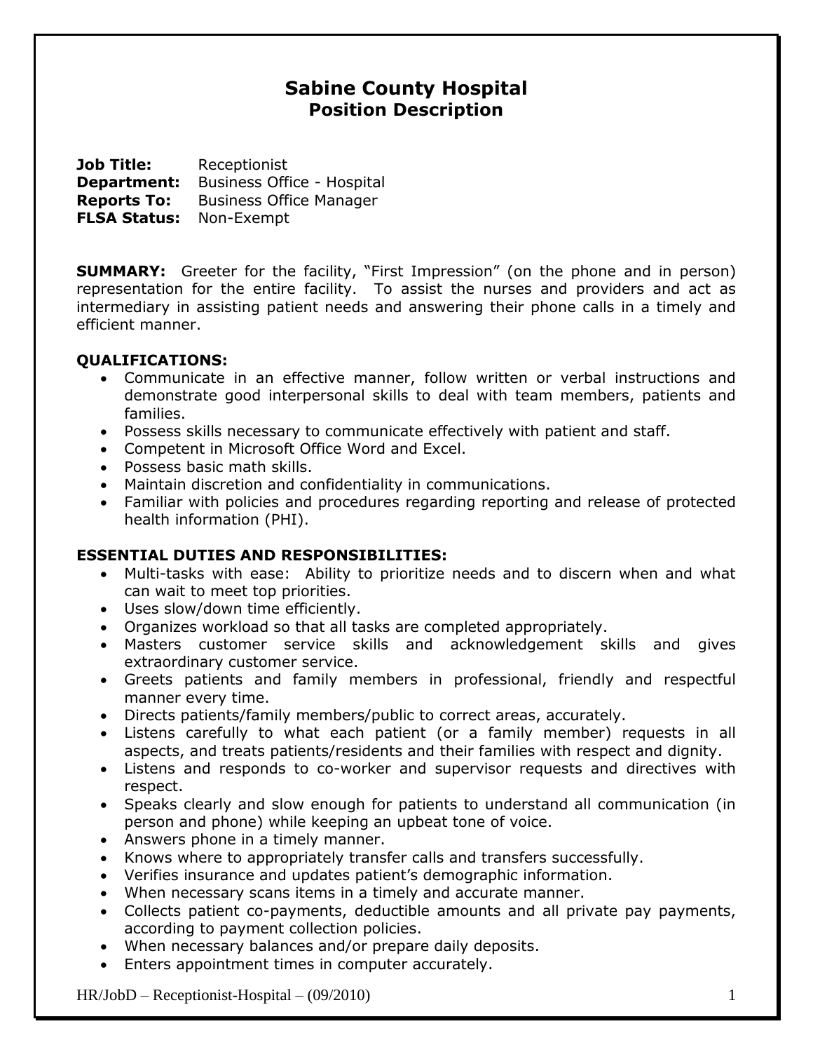# Sabine County Hospital
## Position Description

**Job Title:** Receptionist
**Department:** Business Office - Hospital
**Reports To:** Business Office Manager
**FLSA Status:** Non-Exempt

**SUMMARY:** Greeter for the facility, "First Impression" (on the phone and in person) representation for the entire facility. To assist the nurses and providers and act as intermediary in assisting patient needs and answering their phone calls in a timely and efficient manner.

**QUALIFICATIONS:**

- Communicate in an effective manner, follow written or verbal instructions and demonstrate good interpersonal skills to deal with team members, patients and families.
- Possess skills necessary to communicate effectively with patient and staff.
- Competent in Microsoft Office Word and Excel.
- Possess basic math skills.
- Maintain discretion and confidentiality in communications.
- Familiar with policies and procedures regarding reporting and release of protected health information (PHI).

**ESSENTIAL DUTIES AND RESPONSIBILITIES:**

- Multi-tasks with ease: Ability to prioritize needs and to discern when and what can wait to meet top priorities.
- Uses slow/down time efficiently.
- Organizes workload so that all tasks are completed appropriately.
- Masters customer service skills and acknowledgement skills and gives extraordinary customer service.
- Greets patients and family members in professional, friendly and respectful manner every time.
- Directs patients/family members/public to correct areas, accurately.
- Listens carefully to what each patient (or a family member) requests in all aspects, and treats patients/residents and their families with respect and dignity.
- Listens and responds to co-worker and supervisor requests and directives with respect.
- Speaks clearly and slow enough for patients to understand all communication (in person and phone) while keeping an upbeat tone of voice.
- Answers phone in a timely manner.
- Knows where to appropriately transfer calls and transfers successfully.
- Verifies insurance and updates patient's demographic information.
- When necessary scans items in a timely and accurate manner.
- Collects patient co-payments, deductible amounts and all private pay payments, according to payment collection policies.
- When necessary balances and/or prepare daily deposits.
- Enters appointment times in computer accurately.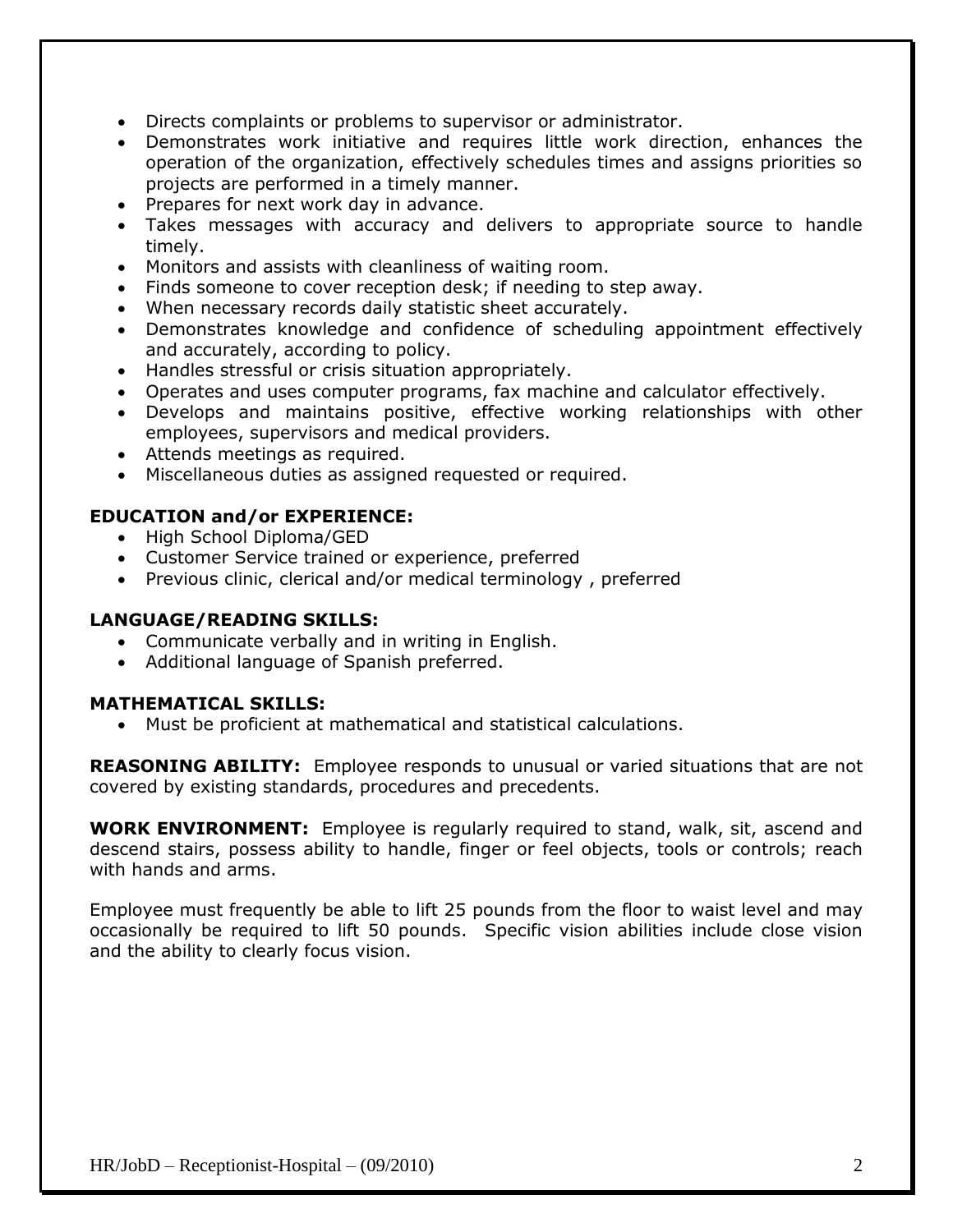- Directs complaints or problems to supervisor or administrator.
- Demonstrates work initiative and requires little work direction, enhances the operation of the organization, effectively schedules times and assigns priorities so projects are performed in a timely manner.
- Prepares for next work day in advance.
- Takes messages with accuracy and delivers to appropriate source to handle timely.
- Monitors and assists with cleanliness of waiting room.
- Finds someone to cover reception desk; if needing to step away.
- When necessary records daily statistic sheet accurately.
- Demonstrates knowledge and confidence of scheduling appointment effectively and accurately, according to policy.
- Handles stressful or crisis situation appropriately.
- Operates and uses computer programs, fax machine and calculator effectively.
- Develops and maintains positive, effective working relationships with other employees, supervisors and medical providers.
- Attends meetings as required.
- Miscellaneous duties as assigned requested or required.

**EDUCATION and/or EXPERIENCE:**

- High School Diploma/GED
- Customer Service trained or experience, preferred
- Previous clinic, clerical and/or medical terminology , preferred

**LANGUAGE/READING SKILLS:**

- Communicate verbally and in writing in English.
- Additional language of Spanish preferred.

**MATHEMATICAL SKILLS:**

- Must be proficient at mathematical and statistical calculations.

**REASONING ABILITY:** Employee responds to unusual or varied situations that are not covered by existing standards, procedures and precedents.

**WORK ENVIRONMENT:** Employee is regularly required to stand, walk, sit, ascend and descend stairs, possess ability to handle, finger or feel objects, tools or controls; reach with hands and arms.

Employee must frequently be able to lift 25 pounds from the floor to waist level and may occasionally be required to lift 50 pounds. Specific vision abilities include close vision and the ability to clearly focus vision.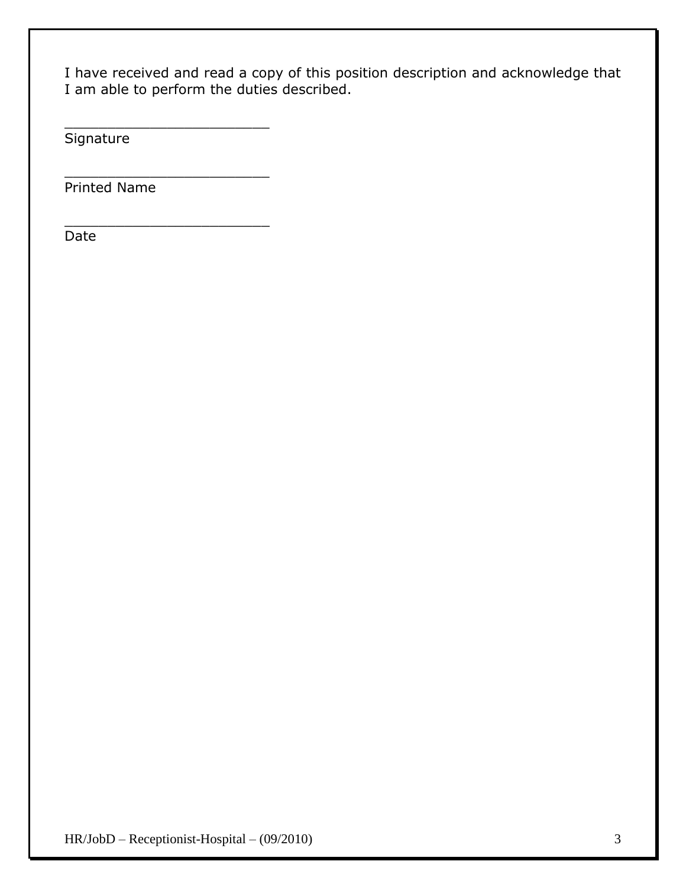I have received and read a copy of this position description and acknowledge that I am able to perform the duties described.

_________________________
Signature

_________________________
Printed Name

_________________________
Date